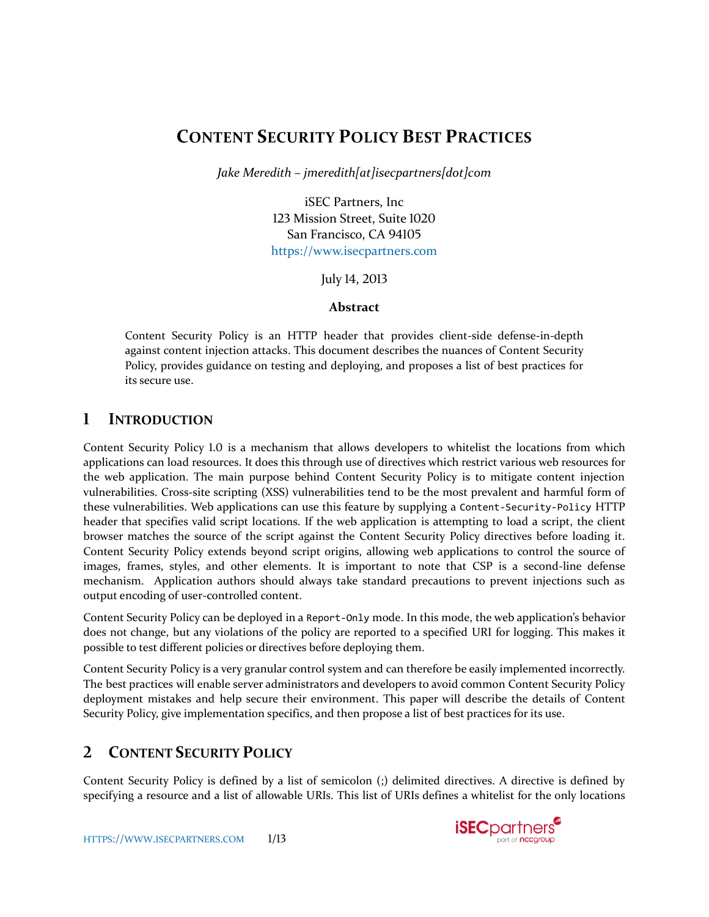# Content Security Policy Best Practices

*Jake Meredith – jmeredith[at]isecpartners[dot]com*

iSEC Partners, Inc
123 Mission Street, Suite 1020
San Francisco, CA 94105
https://www.isecpartners.com

July 14, 2013

**Abstract**

Content Security Policy is an HTTP header that provides client-side defense-in-depth against content injection attacks. This document describes the nuances of Content Security Policy, provides guidance on testing and deploying, and proposes a list of best practices for its secure use.

## 1 Introduction

Content Security Policy 1.0 is a mechanism that allows developers to whitelist the locations from which applications can load resources. It does this through use of directives which restrict various web resources for the web application. The main purpose behind Content Security Policy is to mitigate content injection vulnerabilities. Cross-site scripting (XSS) vulnerabilities tend to be the most prevalent and harmful form of these vulnerabilities. Web applications can use this feature by supplying a `Content-Security-Policy` HTTP header that specifies valid script locations. If the web application is attempting to load a script, the client browser matches the source of the script against the Content Security Policy directives before loading it. Content Security Policy extends beyond script origins, allowing web applications to control the source of images, frames, styles, and other elements. It is important to note that CSP is a second-line defense mechanism. Application authors should always take standard precautions to prevent injections such as output encoding of user-controlled content.

Content Security Policy can be deployed in a `Report-Only` mode. In this mode, the web application's behavior does not change, but any violations of the policy are reported to a specified URI for logging. This makes it possible to test different policies or directives before deploying them.

Content Security Policy is a very granular control system and can therefore be easily implemented incorrectly. The best practices will enable server administrators and developers to avoid common Content Security Policy deployment mistakes and help secure their environment. This paper will describe the details of Content Security Policy, give implementation specifics, and then propose a list of best practices for its use.

## 2 Content Security Policy

Content Security Policy is defined by a list of semicolon (;) delimited directives. A directive is defined by specifying a resource and a list of allowable URIs. This list of URIs defines a whitelist for the only locations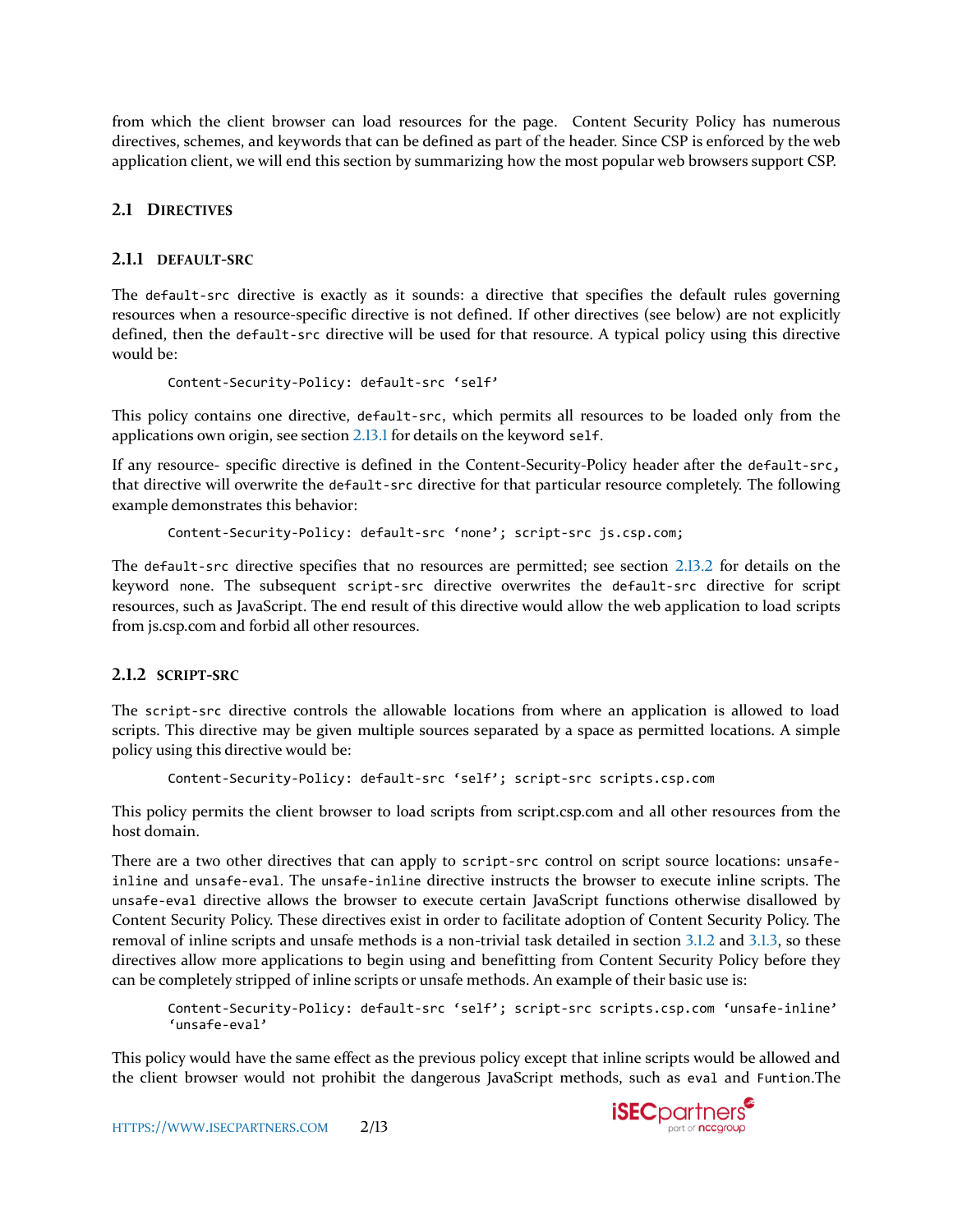from which the client browser can load resources for the page. Content Security Policy has numerous directives, schemes, and keywords that can be defined as part of the header. Since CSP is enforced by the web application client, we will end this section by summarizing how the most popular web browsers support CSP.

## 2.1 Directives

### 2.1.1 default-src

The `default-src` directive is exactly as it sounds: a directive that specifies the default rules governing resources when a resource-specific directive is not defined. If other directives (see below) are not explicitly defined, then the `default-src` directive will be used for that resource. A typical policy using this directive would be:

```
Content-Security-Policy: default-src ‘self’
```

This policy contains one directive, `default-src`, which permits all resources to be loaded only from the applications own origin, see section 2.13.1 for details on the keyword `self`.

If any resource- specific directive is defined in the Content-Security-Policy header after the `default-src`, that directive will overwrite the `default-src` directive for that particular resource completely. The following example demonstrates this behavior:

```
Content-Security-Policy: default-src ‘none’; script-src js.csp.com;
```

The `default-src` directive specifies that no resources are permitted; see section 2.13.2 for details on the keyword `none`. The subsequent `script-src` directive overwrites the `default-src` directive for script resources, such as JavaScript. The end result of this directive would allow the web application to load scripts from js.csp.com and forbid all other resources.

### 2.1.2 script-src

The `script-src` directive controls the allowable locations from where an application is allowed to load scripts. This directive may be given multiple sources separated by a space as permitted locations. A simple policy using this directive would be:

```
Content-Security-Policy: default-src ‘self’; script-src scripts.csp.com
```

This policy permits the client browser to load scripts from script.csp.com and all other resources from the host domain.

There are a two other directives that can apply to `script-src` control on script source locations: `unsafe-inline` and `unsafe-eval`. The `unsafe-inline` directive instructs the browser to execute inline scripts. The `unsafe-eval` directive allows the browser to execute certain JavaScript functions otherwise disallowed by Content Security Policy. These directives exist in order to facilitate adoption of Content Security Policy. The removal of inline scripts and unsafe methods is a non-trivial task detailed in section 3.1.2 and 3.1.3, so these directives allow more applications to begin using and benefitting from Content Security Policy before they can be completely stripped of inline scripts or unsafe methods. An example of their basic use is:

```
Content-Security-Policy: default-src ‘self’; script-src scripts.csp.com ‘unsafe-inline’
‘unsafe-eval’
```

This policy would have the same effect as the previous policy except that inline scripts would be allowed and the client browser would not prohibit the dangerous JavaScript methods, such as `eval` and `Funtion`.The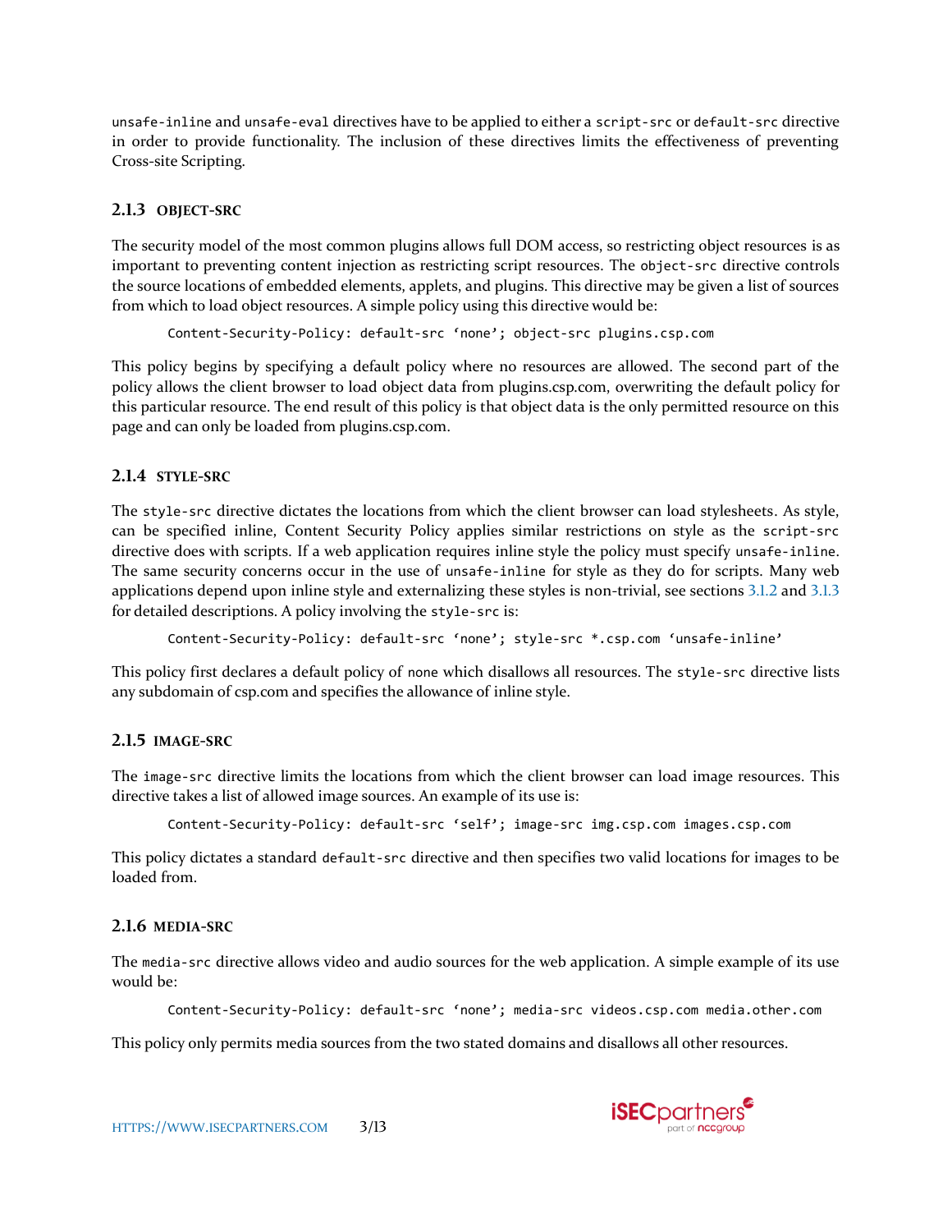`unsafe-inline` and `unsafe-eval` directives have to be applied to either a `script-src` or `default-src` directive in order to provide functionality. The inclusion of these directives limits the effectiveness of preventing Cross-site Scripting.

### 2.1.3 OBJECT-SRC

The security model of the most common plugins allows full DOM access, so restricting object resources is as important to preventing content injection as restricting script resources. The `object-src` directive controls the source locations of embedded elements, applets, and plugins. This directive may be given a list of sources from which to load object resources. A simple policy using this directive would be:

```
Content-Security-Policy: default-src ‘none’; object-src plugins.csp.com
```

This policy begins by specifying a default policy where no resources are allowed. The second part of the policy allows the client browser to load object data from plugins.csp.com, overwriting the default policy for this particular resource. The end result of this policy is that object data is the only permitted resource on this page and can only be loaded from plugins.csp.com.

### 2.1.4 STYLE-SRC

The `style-src` directive dictates the locations from which the client browser can load stylesheets. As style, can be specified inline, Content Security Policy applies similar restrictions on style as the `script-src` directive does with scripts. If a web application requires inline style the policy must specify `unsafe-inline`. The same security concerns occur in the use of `unsafe-inline` for style as they do for scripts. Many web applications depend upon inline style and externalizing these styles is non-trivial, see sections 3.1.2 and 3.1.3 for detailed descriptions. A policy involving the `style-src` is:

```
Content-Security-Policy: default-src ‘none’; style-src *.csp.com ‘unsafe-inline’
```

This policy first declares a default policy of `none` which disallows all resources. The `style-src` directive lists any subdomain of csp.com and specifies the allowance of inline style.

### 2.1.5 IMAGE-SRC

The `image-src` directive limits the locations from which the client browser can load image resources. This directive takes a list of allowed image sources. An example of its use is:

```
Content-Security-Policy: default-src ‘self’; image-src img.csp.com images.csp.com
```

This policy dictates a standard `default-src` directive and then specifies two valid locations for images to be loaded from.

### 2.1.6 MEDIA-SRC

The `media-src` directive allows video and audio sources for the web application. A simple example of its use would be:

```
Content-Security-Policy: default-src ‘none’; media-src videos.csp.com media.other.com
```

This policy only permits media sources from the two stated domains and disallows all other resources.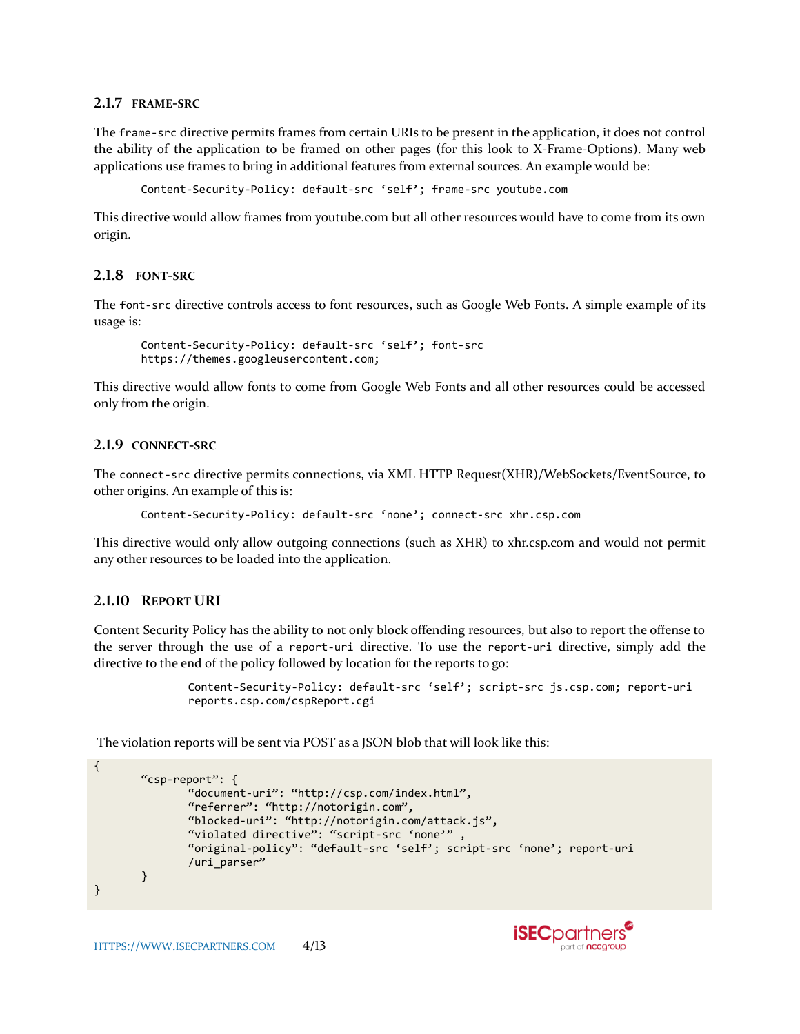### 2.1.7 FRAME-SRC

The `frame-src` directive permits frames from certain URIs to be present in the application, it does not control the ability of the application to be framed on other pages (for this look to X-Frame-Options). Many web applications use frames to bring in additional features from external sources. An example would be:

```
Content-Security-Policy: default-src ‘self’; frame-src youtube.com
```

This directive would allow frames from youtube.com but all other resources would have to come from its own origin.

### 2.1.8 FONT-SRC

The `font-src` directive controls access to font resources, such as Google Web Fonts. A simple example of its usage is:

```
Content-Security-Policy: default-src ‘self’; font-src
https://themes.googleusercontent.com;
```

This directive would allow fonts to come from Google Web Fonts and all other resources could be accessed only from the origin.

### 2.1.9 CONNECT-SRC

The `connect-src` directive permits connections, via XML HTTP Request(XHR)/WebSockets/EventSource, to other origins. An example of this is:

```
Content-Security-Policy: default-src ‘none’; connect-src xhr.csp.com
```

This directive would only allow outgoing connections (such as XHR) to xhr.csp.com and would not permit any other resources to be loaded into the application.

### 2.1.10 REPORT URI

Content Security Policy has the ability to not only block offending resources, but also to report the offense to the server through the use of a `report-uri` directive. To use the `report-uri` directive, simply add the directive to the end of the policy followed by location for the reports to go:

```
Content-Security-Policy: default-src ‘self’; script-src js.csp.com; report-uri
reports.csp.com/cspReport.cgi
```

The violation reports will be sent via POST as a JSON blob that will look like this:

```
{
        “csp-report”: {
                “document-uri”: “http://csp.com/index.html”,
                “referrer”: “http://notorigin.com”,
                “blocked-uri”: “http://notorigin.com/attack.js”,
                “violated directive”: “script-src ‘none’” ,
                “original-policy”: “default-src ‘self’; script-src ‘none’; report-uri
                /uri_parser”
        }
}
```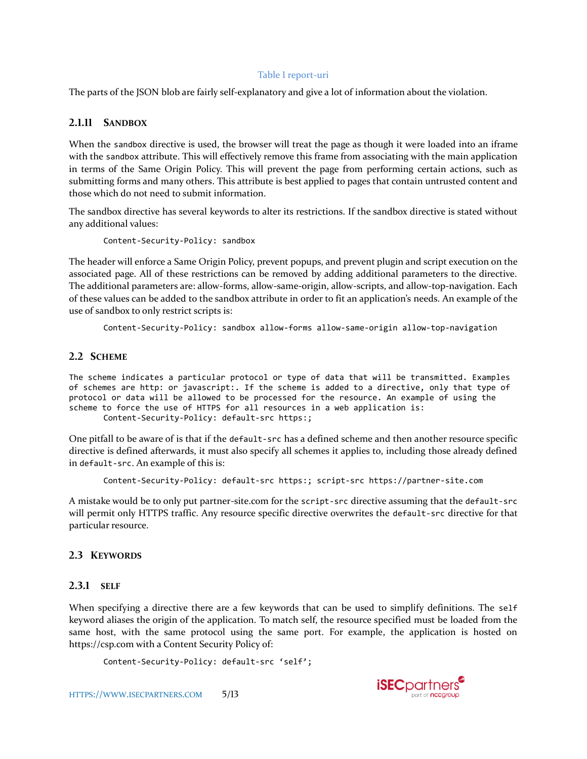Table 1 report-uri

The parts of the JSON blob are fairly self-explanatory and give a lot of information about the violation.

#### 2.1.11 SANDBOX

When the `sandbox` directive is used, the browser will treat the page as though it were loaded into an iframe with the `sandbox` attribute. This will effectively remove this frame from associating with the main application in terms of the Same Origin Policy. This will prevent the page from performing certain actions, such as submitting forms and many others. This attribute is best applied to pages that contain untrusted content and those which do not need to submit information.

The sandbox directive has several keywords to alter its restrictions. If the sandbox directive is stated without any additional values:

```
Content-Security-Policy: sandbox
```

The header will enforce a Same Origin Policy, prevent popups, and prevent plugin and script execution on the associated page. All of these restrictions can be removed by adding additional parameters to the directive. The additional parameters are: allow-forms, allow-same-origin, allow-scripts, and allow-top-navigation. Each of these values can be added to the sandbox attribute in order to fit an application's needs. An example of the use of sandbox to only restrict scripts is:

```
Content-Security-Policy: sandbox allow-forms allow-same-origin allow-top-navigation
```

### 2.2 SCHEME

The scheme indicates a particular protocol or type of data that will be transmitted. Examples of schemes are http: or javascript:. If the scheme is added to a directive, only that type of protocol or data will be allowed to be processed for the resource. An example of using the scheme to force the use of HTTPS for all resources in a web application is:

```
Content-Security-Policy: default-src https:;
```

One pitfall to be aware of is that if the `default-src` has a defined scheme and then another resource specific directive is defined afterwards, it must also specify all schemes it applies to, including those already defined in `default-src`. An example of this is:

```
Content-Security-Policy: default-src https:; script-src https://partner-site.com
```

A mistake would be to only put partner-site.com for the `script-src` directive assuming that the `default-src` will permit only HTTPS traffic. Any resource specific directive overwrites the `default-src` directive for that particular resource.

### 2.3 KEYWORDS

#### 2.3.1 SELF

When specifying a directive there are a few keywords that can be used to simplify definitions. The `self` keyword aliases the origin of the application. To match self, the resource specified must be loaded from the same host, with the same protocol using the same port. For example, the application is hosted on https://csp.com with a Content Security Policy of:

```
Content-Security-Policy: default-src 'self';
```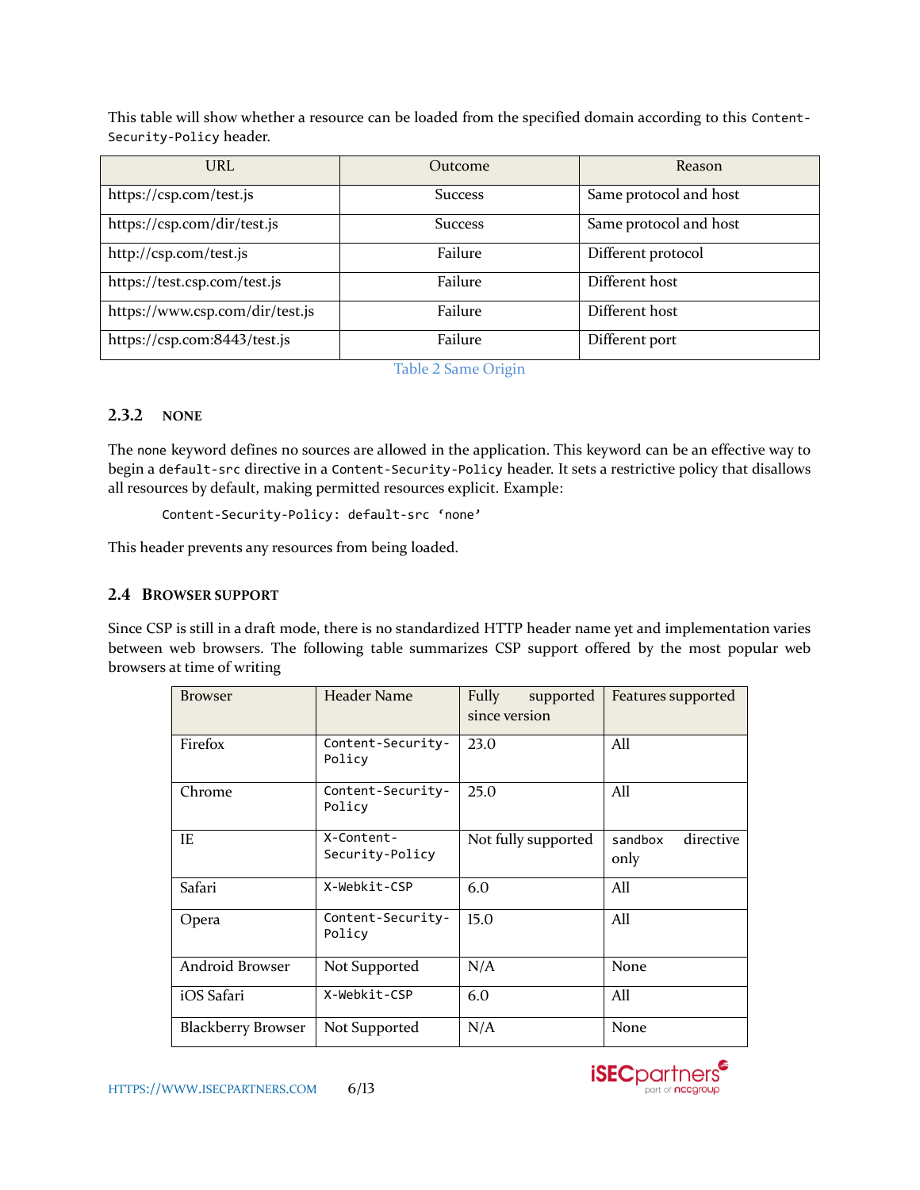This table will show whether a resource can be loaded from the specified domain according to this `Content-Security-Policy` header.

| URL | Outcome | Reason |
|---|---|---|
| https://csp.com/test.js | Success | Same protocol and host |
| https://csp.com/dir/test.js | Success | Same protocol and host |
| http://csp.com/test.js | Failure | Different protocol |
| https://test.csp.com/test.js | Failure | Different host |
| https://www.csp.com/dir/test.js | Failure | Different host |
| https://csp.com:8443/test.js | Failure | Different port |

Table 2 Same Origin

### 2.3.2 NONE

The `none` keyword defines no sources are allowed in the application. This keyword can be an effective way to begin a `default-src` directive in a `Content-Security-Policy` header. It sets a restrictive policy that disallows all resources by default, making permitted resources explicit. Example:

```
Content-Security-Policy: default-src 'none'
```

This header prevents any resources from being loaded.

## 2.4 BROWSER SUPPORT

Since CSP is still in a draft mode, there is no standardized HTTP header name yet and implementation varies between web browsers. The following table summarizes CSP support offered by the most popular web browsers at time of writing

| Browser | Header Name | Fully supported since version | Features supported |
|---|---|---|---|
| Firefox | `Content-Security-Policy` | 23.0 | All |
| Chrome | `Content-Security-Policy` | 25.0 | All |
| IE | `X-Content-Security-Policy` | Not fully supported | `sandbox` directive only |
| Safari | `X-Webkit-CSP` | 6.0 | All |
| Opera | `Content-Security-Policy` | 15.0 | All |
| Android Browser | Not Supported | N/A | None |
| iOS Safari | `X-Webkit-CSP` | 6.0 | All |
| Blackberry Browser | Not Supported | N/A | None |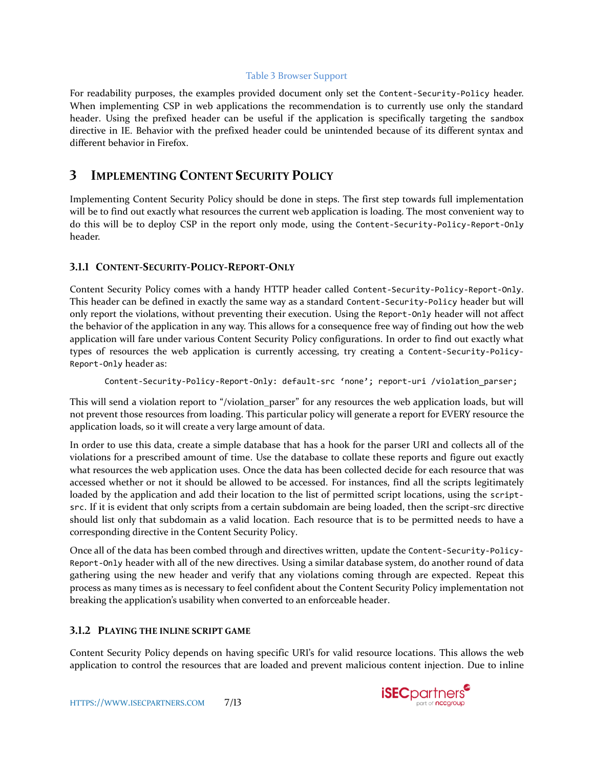Table 3 Browser Support

For readability purposes, the examples provided document only set the `Content-Security-Policy` header. When implementing CSP in web applications the recommendation is to currently use only the standard header. Using the prefixed header can be useful if the application is specifically targeting the `sandbox` directive in IE. Behavior with the prefixed header could be unintended because of its different syntax and different behavior in Firefox.

# 3 Implementing Content Security Policy

Implementing Content Security Policy should be done in steps. The first step towards full implementation will be to find out exactly what resources the current web application is loading. The most convenient way to do this will be to deploy CSP in the report only mode, using the `Content-Security-Policy-Report-Only` header.

### 3.1.1 Content-Security-Policy-Report-Only

Content Security Policy comes with a handy HTTP header called `Content-Security-Policy-Report-Only`. This header can be defined in exactly the same way as a standard `Content-Security-Policy` header but will only report the violations, without preventing their execution. Using the `Report-Only` header will not affect the behavior of the application in any way. This allows for a consequence free way of finding out how the web application will fare under various Content Security Policy configurations. In order to find out exactly what types of resources the web application is currently accessing, try creating a `Content-Security-Policy-Report-Only` header as:

```
Content-Security-Policy-Report-Only: default-src 'none'; report-uri /violation_parser;
```

This will send a violation report to "/violation_parser" for any resources the web application loads, but will not prevent those resources from loading. This particular policy will generate a report for EVERY resource the application loads, so it will create a very large amount of data.

In order to use this data, create a simple database that has a hook for the parser URI and collects all of the violations for a prescribed amount of time. Use the database to collate these reports and figure out exactly what resources the web application uses. Once the data has been collected decide for each resource that was accessed whether or not it should be allowed to be accessed. For instances, find all the scripts legitimately loaded by the application and add their location to the list of permitted script locations, using the `script-src`. If it is evident that only scripts from a certain subdomain are being loaded, then the script-src directive should list only that subdomain as a valid location. Each resource that is to be permitted needs to have a corresponding directive in the Content Security Policy.

Once all of the data has been combed through and directives written, update the `Content-Security-Policy-Report-Only` header with all of the new directives. Using a similar database system, do another round of data gathering using the new header and verify that any violations coming through are expected. Repeat this process as many times as is necessary to feel confident about the Content Security Policy implementation not breaking the application's usability when converted to an enforceable header.

### 3.1.2 Playing the inline script game

Content Security Policy depends on having specific URI's for valid resource locations. This allows the web application to control the resources that are loaded and prevent malicious content injection. Due to inline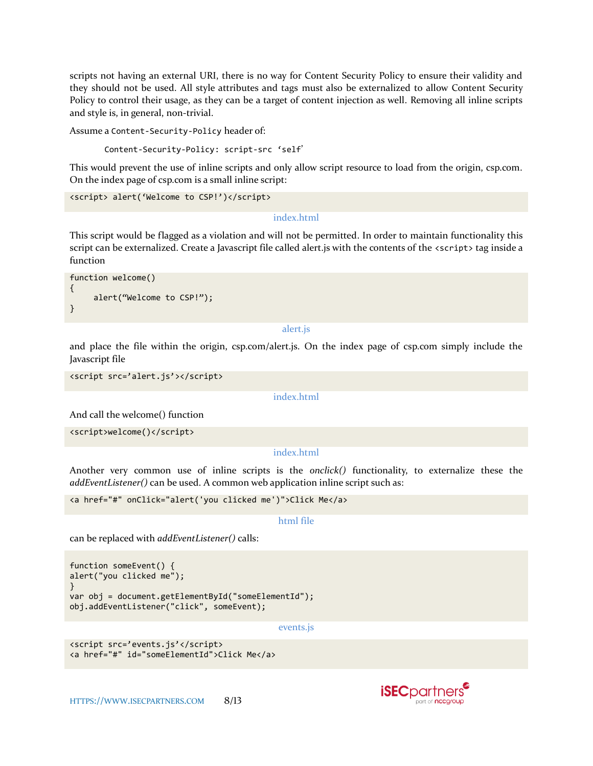scripts not having an external URI, there is no way for Content Security Policy to ensure their validity and they should not be used. All style attributes and tags must also be externalized to allow Content Security Policy to control their usage, as they can be a target of content injection as well. Removing all inline scripts and style is, in general, non-trivial.

Assume a `Content-Security-Policy` header of:

```
Content-Security-Policy: script-src ‘self’
```

This would prevent the use of inline scripts and only allow script resource to load from the origin, csp.com. On the index page of csp.com is a small inline script:

```
<script> alert(‘Welcome to CSP!’)</script>
```

index.html

This script would be flagged as a violation and will not be permitted. In order to maintain functionality this script can be externalized. Create a Javascript file called alert.js with the contents of the `<script>` tag inside a function

```
function welcome()
{
     alert(“Welcome to CSP!”);
}
```

alert.js

and place the file within the origin, csp.com/alert.js. On the index page of csp.com simply include the Javascript file

```
<script src=’alert.js’></script>
```

index.html

And call the welcome() function

```
<script>welcome()</script>
```

index.html

Another very common use of inline scripts is the *onclick()* functionality, to externalize these the *addEventListener()* can be used. A common web application inline script such as:

```
<a href="#" onClick="alert('you clicked me')">Click Me</a>
```

html file

can be replaced with *addEventListener()* calls:

```
function someEvent() {
alert("you clicked me");
}
var obj = document.getElementById("someElementId");
obj.addEventListener("click", someEvent);
```

events.js

```
<script src=’events.js’</script>
<a href="#" id="someElementId">Click Me</a>
```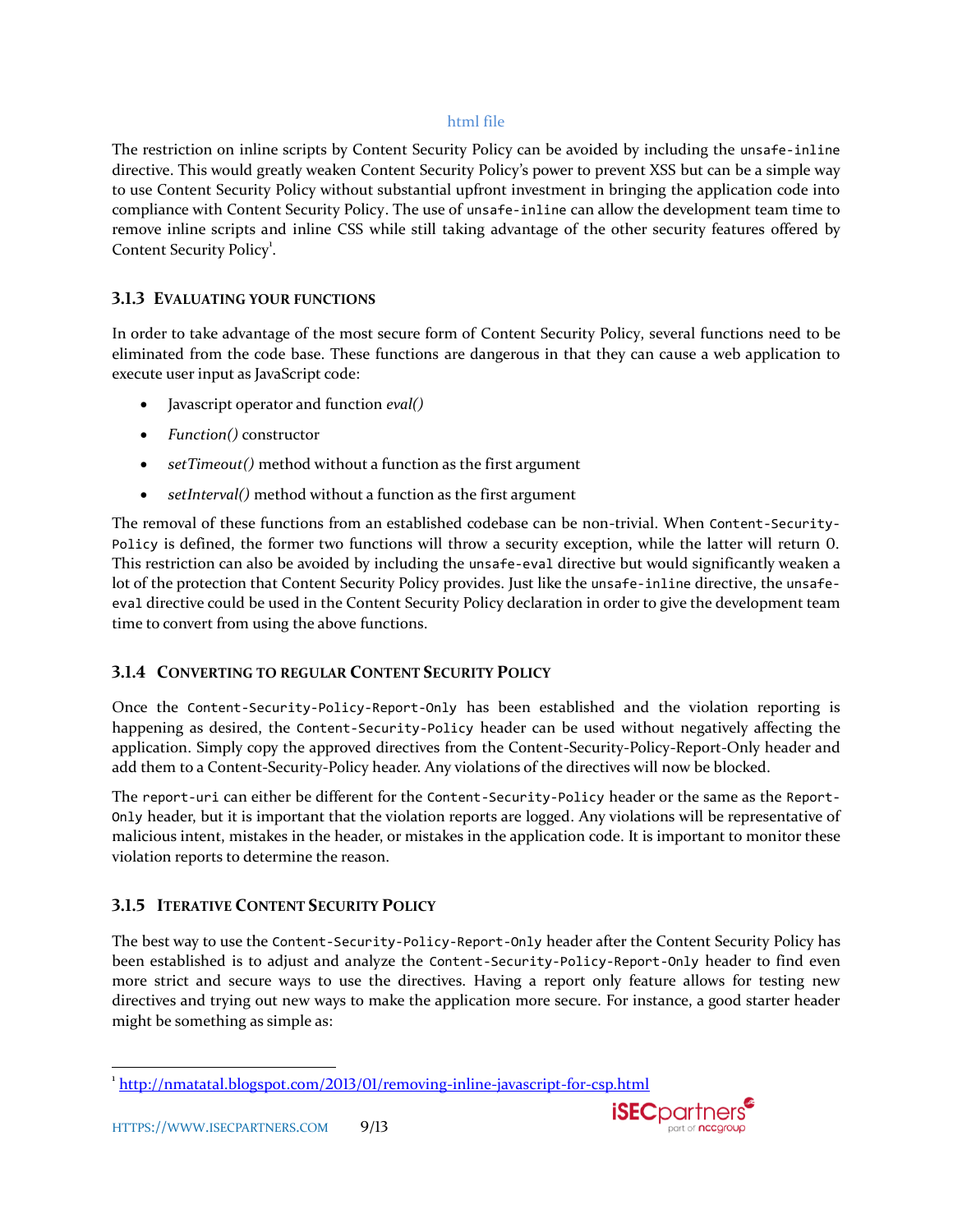html file

The restriction on inline scripts by Content Security Policy can be avoided by including the `unsafe-inline` directive. This would greatly weaken Content Security Policy's power to prevent XSS but can be a simple way to use Content Security Policy without substantial upfront investment in bringing the application code into compliance with Content Security Policy. The use of `unsafe-inline` can allow the development team time to remove inline scripts and inline CSS while still taking advantage of the other security features offered by Content Security Policy[1].

### 3.1.3 Evaluating your functions

In order to take advantage of the most secure form of Content Security Policy, several functions need to be eliminated from the code base. These functions are dangerous in that they can cause a web application to execute user input as JavaScript code:

- Javascript operator and function *eval()*
- *Function()* constructor
- *setTimeout()* method without a function as the first argument
- *setInterval()* method without a function as the first argument

The removal of these functions from an established codebase can be non-trivial. When `Content-Security-Policy` is defined, the former two functions will throw a security exception, while the latter will return 0. This restriction can also be avoided by including the `unsafe-eval` directive but would significantly weaken a lot of the protection that Content Security Policy provides. Just like the `unsafe-inline` directive, the `unsafe-eval` directive could be used in the Content Security Policy declaration in order to give the development team time to convert from using the above functions.

### 3.1.4 Converting to regular Content Security Policy

Once the `Content-Security-Policy-Report-Only` has been established and the violation reporting is happening as desired, the `Content-Security-Policy` header can be used without negatively affecting the application. Simply copy the approved directives from the Content-Security-Policy-Report-Only header and add them to a Content-Security-Policy header. Any violations of the directives will now be blocked.

The `report-uri` can either be different for the `Content-Security-Policy` header or the same as the `Report-Only` header, but it is important that the violation reports are logged. Any violations will be representative of malicious intent, mistakes in the header, or mistakes in the application code. It is important to monitor these violation reports to determine the reason.

### 3.1.5 Iterative Content Security Policy

The best way to use the `Content-Security-Policy-Report-Only` header after the Content Security Policy has been established is to adjust and analyze the `Content-Security-Policy-Report-Only` header to find even more strict and secure ways to use the directives. Having a report only feature allows for testing new directives and trying out new ways to make the application more secure. For instance, a good starter header might be something as simple as:

---

[1] http://nmatatal.blogspot.com/2013/01/removing-inline-javascript-for-csp.html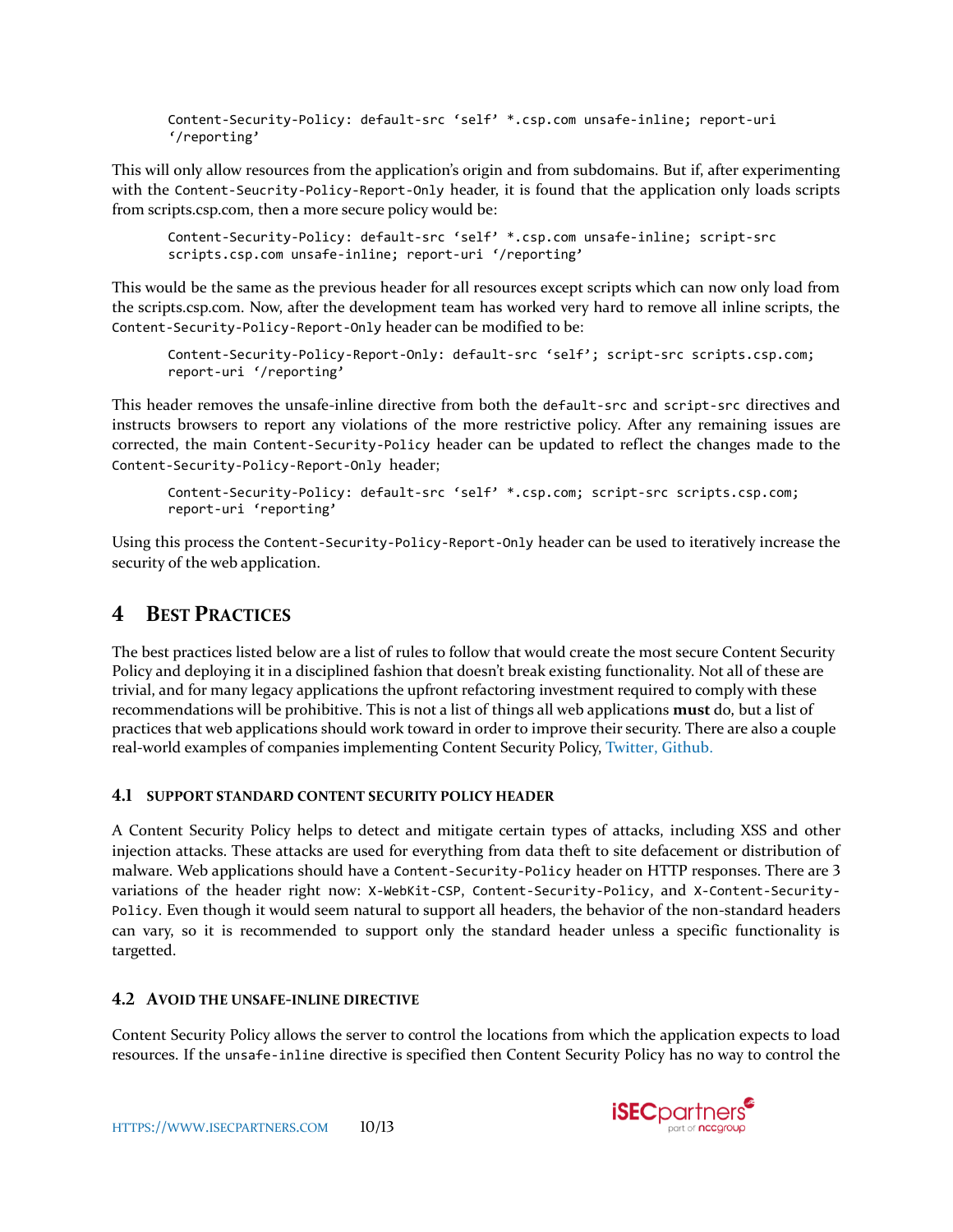```
Content-Security-Policy: default-src ‘self’ *.csp.com unsafe-inline; report-uri
‘/reporting’
```

This will only allow resources from the application's origin and from subdomains. But if, after experimenting with the `Content-Seucrity-Policy-Report-Only` header, it is found that the application only loads scripts from scripts.csp.com, then a more secure policy would be:

```
Content-Security-Policy: default-src ‘self’ *.csp.com unsafe-inline; script-src
scripts.csp.com unsafe-inline; report-uri ‘/reporting’
```

This would be the same as the previous header for all resources except scripts which can now only load from the scripts.csp.com. Now, after the development team has worked very hard to remove all inline scripts, the `Content-Security-Policy-Report-Only` header can be modified to be:

```
Content-Security-Policy-Report-Only: default-src ‘self’; script-src scripts.csp.com;
report-uri ‘/reporting’
```

This header removes the unsafe-inline directive from both the `default-src` and `script-src` directives and instructs browsers to report any violations of the more restrictive policy. After any remaining issues are corrected, the main `Content-Security-Policy` header can be updated to reflect the changes made to the `Content-Security-Policy-Report-Only` header;

```
Content-Security-Policy: default-src ‘self’ *.csp.com; script-src scripts.csp.com;
report-uri ‘reporting’
```

Using this process the `Content-Security-Policy-Report-Only` header can be used to iteratively increase the security of the web application.

# 4 Best Practices

The best practices listed below are a list of rules to follow that would create the most secure Content Security Policy and deploying it in a disciplined fashion that doesn't break existing functionality. Not all of these are trivial, and for many legacy applications the upfront refactoring investment required to comply with these recommendations will be prohibitive. This is not a list of things all web applications **must** do, but a list of practices that web applications should work toward in order to improve their security. There are also a couple real-world examples of companies implementing Content Security Policy, Twitter, Github.

## 4.1 Support Standard Content Security Policy Header

A Content Security Policy helps to detect and mitigate certain types of attacks, including XSS and other injection attacks. These attacks are used for everything from data theft to site defacement or distribution of malware. Web applications should have a `Content-Security-Policy` header on HTTP responses. There are 3 variations of the header right now: `X-WebKit-CSP`, `Content-Security-Policy`, and `X-Content-Security-Policy`. Even though it would seem natural to support all headers, the behavior of the non-standard headers can vary, so it is recommended to support only the standard header unless a specific functionality is targetted.

## 4.2 Avoid the unsafe-inline Directive

Content Security Policy allows the server to control the locations from which the application expects to load resources. If the `unsafe-inline` directive is specified then Content Security Policy has no way to control the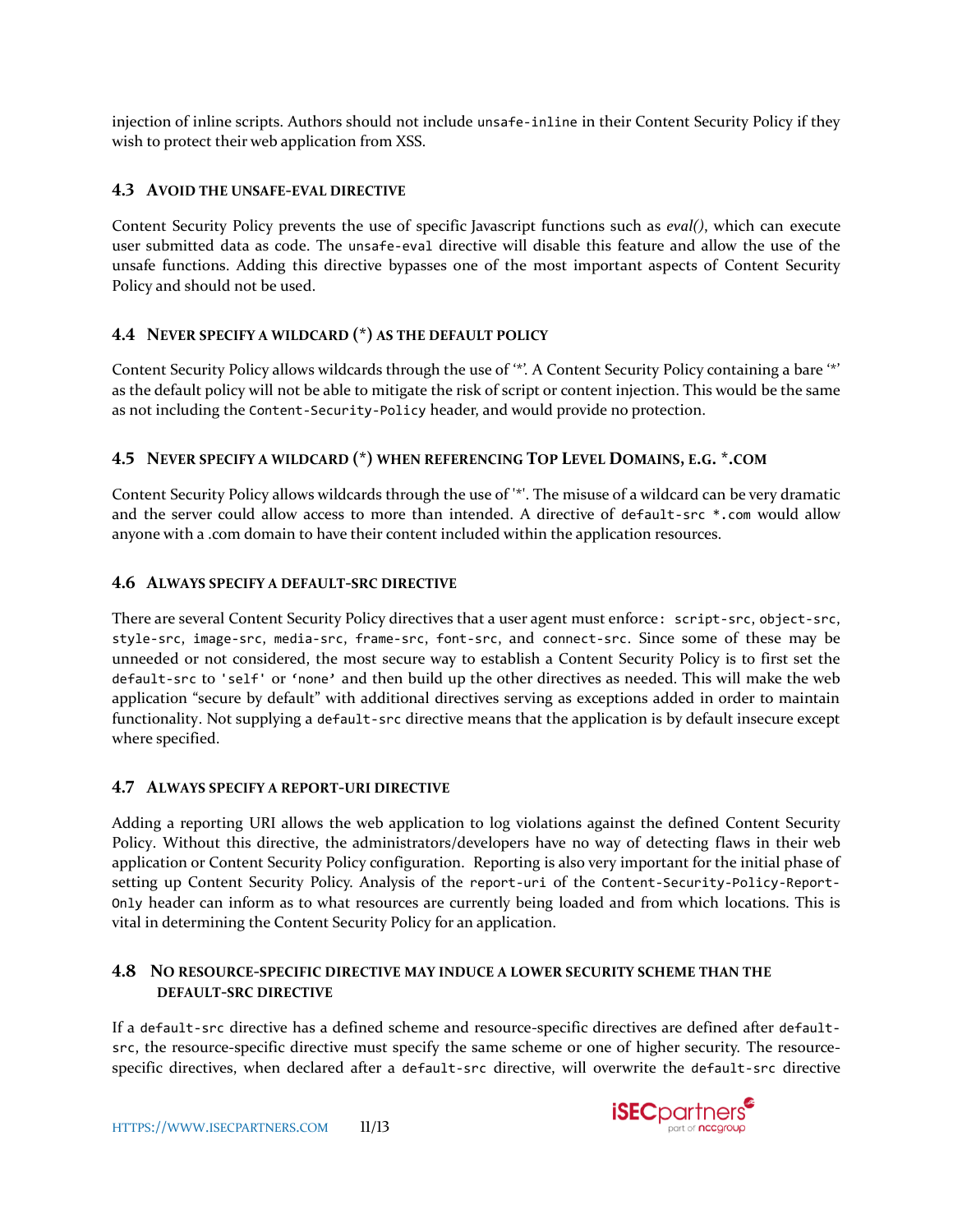injection of inline scripts. Authors should not include `unsafe-inline` in their Content Security Policy if they wish to protect their web application from XSS.

### 4.3 Avoid the unsafe-eval directive

Content Security Policy prevents the use of specific Javascript functions such as *eval()*, which can execute user submitted data as code. The `unsafe-eval` directive will disable this feature and allow the use of the unsafe functions. Adding this directive bypasses one of the most important aspects of Content Security Policy and should not be used.

### 4.4 Never specify a wildcard (*) as the default policy

Content Security Policy allows wildcards through the use of '*'. A Content Security Policy containing a bare '*' as the default policy will not be able to mitigate the risk of script or content injection. This would be the same as not including the `Content-Security-Policy` header, and would provide no protection.

### 4.5 Never specify a wildcard (*) when referencing Top Level Domains, e.g. *.com

Content Security Policy allows wildcards through the use of '*'. The misuse of a wildcard can be very dramatic and the server could allow access to more than intended. A directive of `default-src *.com` would allow anyone with a .com domain to have their content included within the application resources.

### 4.6 Always specify a default-src directive

There are several Content Security Policy directives that a user agent must enforce: `script-src`, `object-src`, `style-src`, `image-src`, `media-src`, `frame-src`, `font-src`, and `connect-src`. Since some of these may be unneeded or not considered, the most secure way to establish a Content Security Policy is to first set the `default-src` to `'self'` or `'none'` and then build up the other directives as needed. This will make the web application "secure by default" with additional directives serving as exceptions added in order to maintain functionality. Not supplying a `default-src` directive means that the application is by default insecure except where specified.

### 4.7 Always specify a report-uri directive

Adding a reporting URI allows the web application to log violations against the defined Content Security Policy. Without this directive, the administrators/developers have no way of detecting flaws in their web application or Content Security Policy configuration. Reporting is also very important for the initial phase of setting up Content Security Policy. Analysis of the `report-uri` of the `Content-Security-Policy-Report-Only` header can inform as to what resources are currently being loaded and from which locations. This is vital in determining the Content Security Policy for an application.

### 4.8 No resource-specific directive may induce a lower security scheme than the default-src directive

If a `default-src` directive has a defined scheme and resource-specific directives are defined after `default-src`, the resource-specific directive must specify the same scheme or one of higher security. The resource-specific directives, when declared after a `default-src` directive, will overwrite the `default-src` directive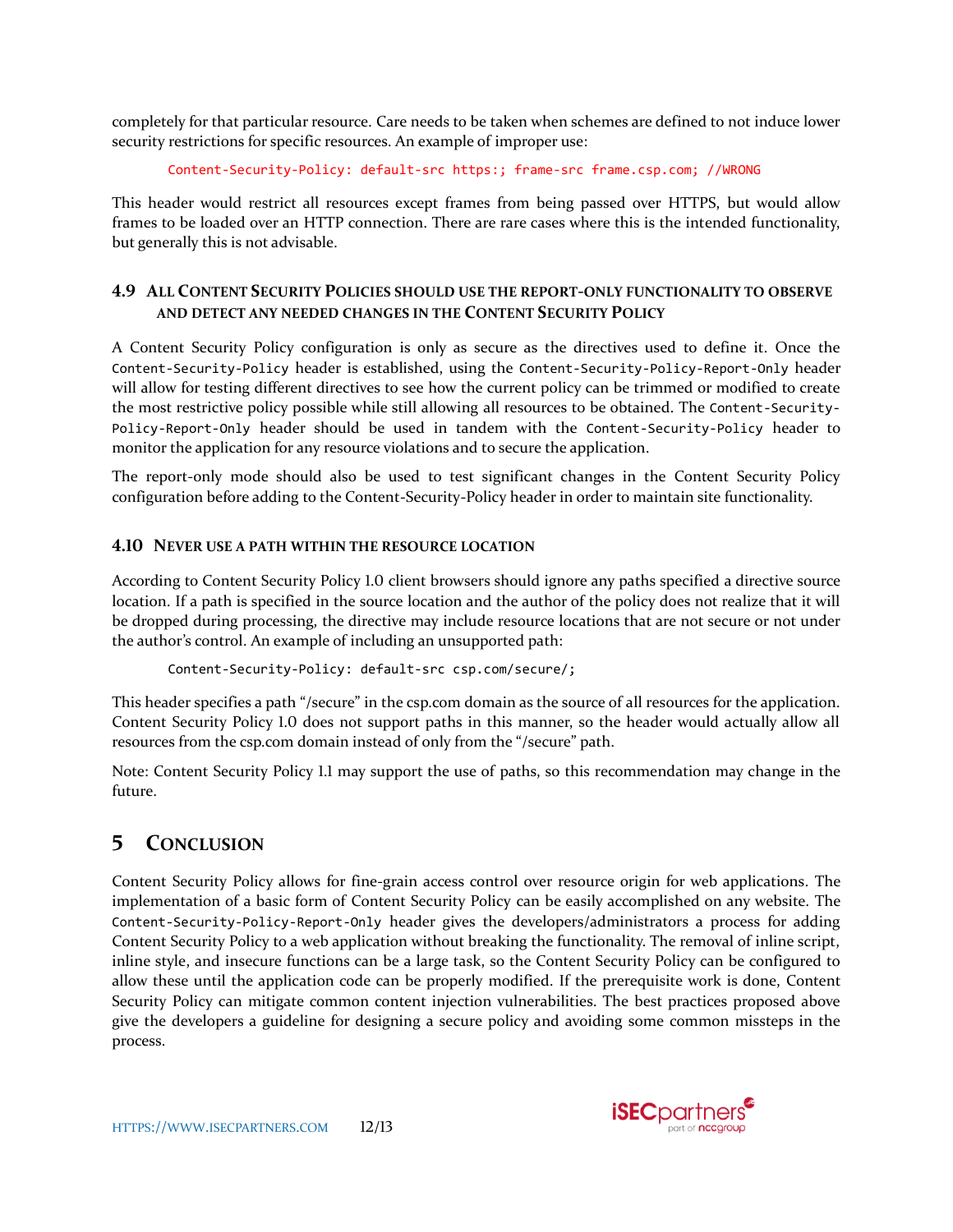completely for that particular resource. Care needs to be taken when schemes are defined to not induce lower security restrictions for specific resources. An example of improper use:

```
Content-Security-Policy: default-src https:; frame-src frame.csp.com; //WRONG
```

This header would restrict all resources except frames from being passed over HTTPS, but would allow frames to be loaded over an HTTP connection. There are rare cases where this is the intended functionality, but generally this is not advisable.

### 4.9 All Content Security Policies should use the report-only functionality to observe and detect any needed changes in the Content Security Policy

A Content Security Policy configuration is only as secure as the directives used to define it. Once the `Content-Security-Policy` header is established, using the `Content-Security-Policy-Report-Only` header will allow for testing different directives to see how the current policy can be trimmed or modified to create the most restrictive policy possible while still allowing all resources to be obtained. The `Content-Security-Policy-Report-Only` header should be used in tandem with the `Content-Security-Policy` header to monitor the application for any resource violations and to secure the application.

The report-only mode should also be used to test significant changes in the Content Security Policy configuration before adding to the Content-Security-Policy header in order to maintain site functionality.

### 4.10 Never use a path within the resource location

According to Content Security Policy 1.0 client browsers should ignore any paths specified a directive source location. If a path is specified in the source location and the author of the policy does not realize that it will be dropped during processing, the directive may include resource locations that are not secure or not under the author's control. An example of including an unsupported path:

```
Content-Security-Policy: default-src csp.com/secure/;
```

This header specifies a path "/secure" in the csp.com domain as the source of all resources for the application. Content Security Policy 1.0 does not support paths in this manner, so the header would actually allow all resources from the csp.com domain instead of only from the "/secure" path.

Note: Content Security Policy 1.1 may support the use of paths, so this recommendation may change in the future.

## 5 Conclusion

Content Security Policy allows for fine-grain access control over resource origin for web applications. The implementation of a basic form of Content Security Policy can be easily accomplished on any website. The `Content-Security-Policy-Report-Only` header gives the developers/administrators a process for adding Content Security Policy to a web application without breaking the functionality. The removal of inline script, inline style, and insecure functions can be a large task, so the Content Security Policy can be configured to allow these until the application code can be properly modified. If the prerequisite work is done, Content Security Policy can mitigate common content injection vulnerabilities. The best practices proposed above give the developers a guideline for designing a secure policy and avoiding some common missteps in the process.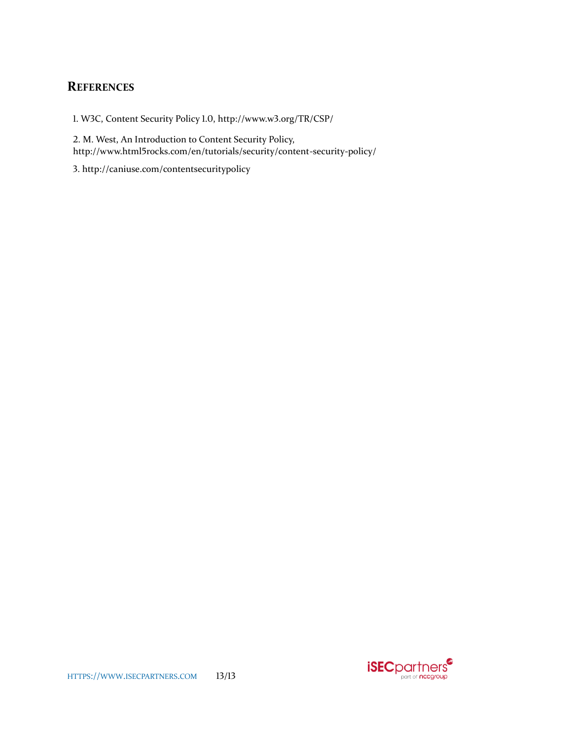## References

1. W3C, Content Security Policy 1.0, http://www.w3.org/TR/CSP/

2. M. West, An Introduction to Content Security Policy, http://www.html5rocks.com/en/tutorials/security/content-security-policy/

3. http://caniuse.com/contentsecuritypolicy